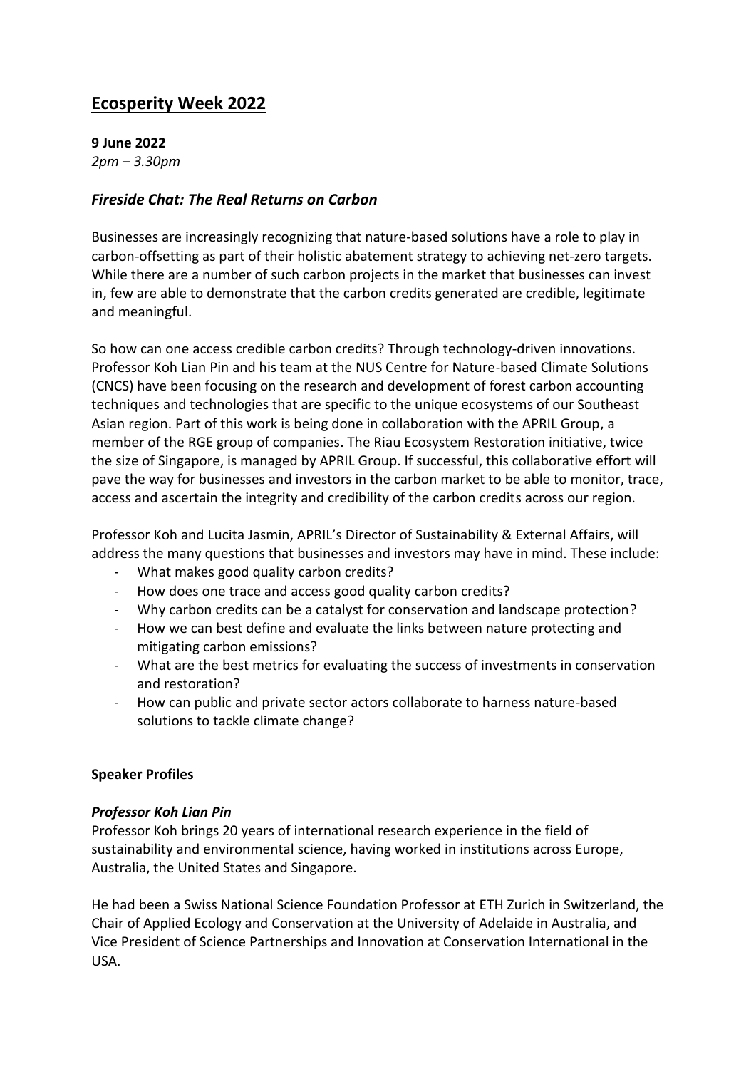# Ecosperity Week 2022

**9 June 2022**
*2pm – 3.30pm*

### *Fireside Chat: The Real Returns on Carbon*

Businesses are increasingly recognizing that nature-based solutions have a role to play in carbon-offsetting as part of their holistic abatement strategy to achieving net-zero targets. While there are a number of such carbon projects in the market that businesses can invest in, few are able to demonstrate that the carbon credits generated are credible, legitimate and meaningful.

So how can one access credible carbon credits? Through technology-driven innovations. Professor Koh Lian Pin and his team at the NUS Centre for Nature-based Climate Solutions (CNCS) have been focusing on the research and development of forest carbon accounting techniques and technologies that are specific to the unique ecosystems of our Southeast Asian region. Part of this work is being done in collaboration with the APRIL Group, a member of the RGE group of companies. The Riau Ecosystem Restoration initiative, twice the size of Singapore, is managed by APRIL Group. If successful, this collaborative effort will pave the way for businesses and investors in the carbon market to be able to monitor, trace, access and ascertain the integrity and credibility of the carbon credits across our region.

Professor Koh and Lucita Jasmin, APRIL's Director of Sustainability & External Affairs, will address the many questions that businesses and investors may have in mind. These include:

- What makes good quality carbon credits?
- How does one trace and access good quality carbon credits?
- Why carbon credits can be a catalyst for conservation and landscape protection?
- How we can best define and evaluate the links between nature protecting and mitigating carbon emissions?
- What are the best metrics for evaluating the success of investments in conservation and restoration?
- How can public and private sector actors collaborate to harness nature-based solutions to tackle climate change?

**Speaker Profiles**

***Professor Koh Lian Pin***

Professor Koh brings 20 years of international research experience in the field of sustainability and environmental science, having worked in institutions across Europe, Australia, the United States and Singapore.

He had been a Swiss National Science Foundation Professor at ETH Zurich in Switzerland, the Chair of Applied Ecology and Conservation at the University of Adelaide in Australia, and Vice President of Science Partnerships and Innovation at Conservation International in the USA.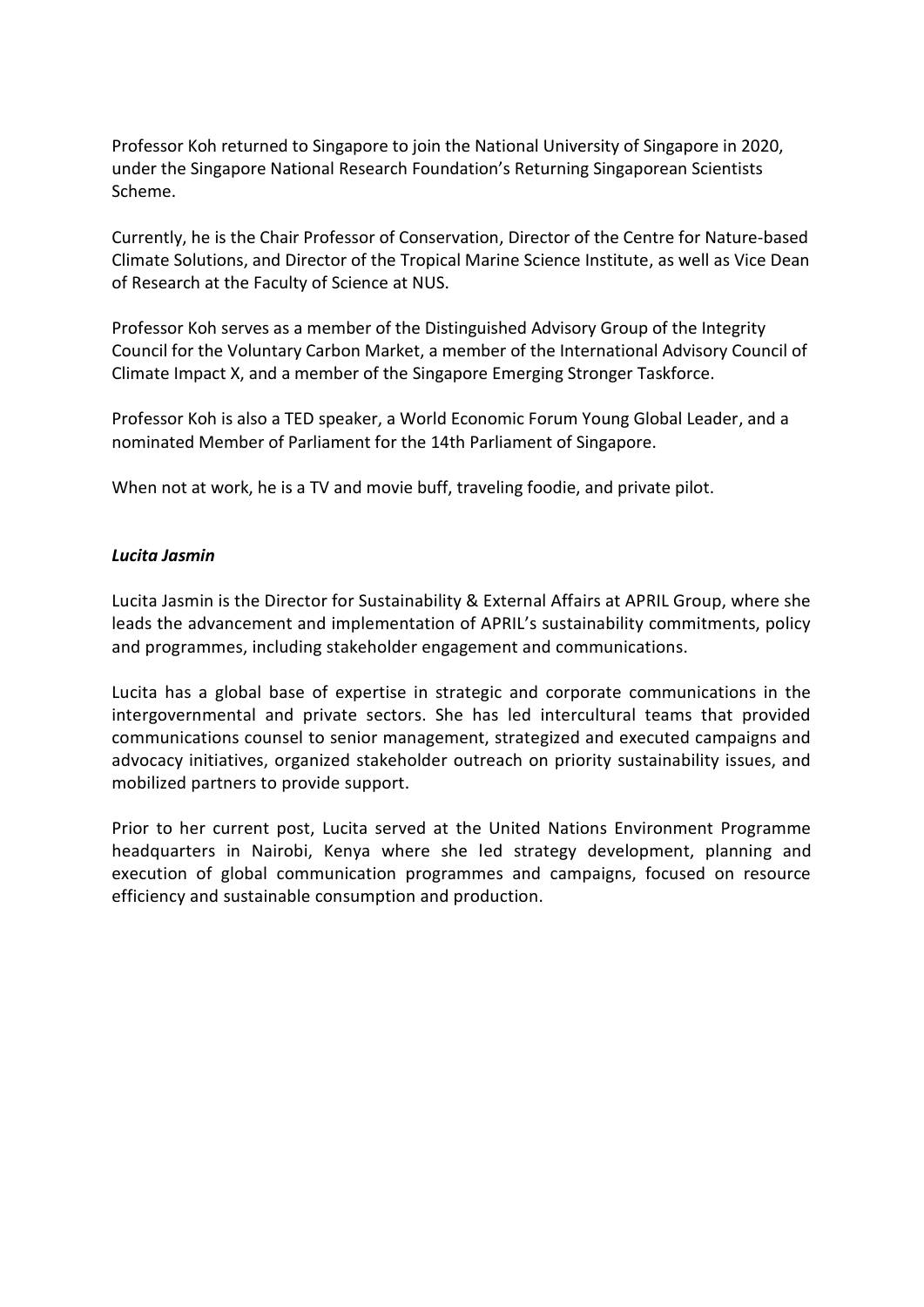Professor Koh returned to Singapore to join the National University of Singapore in 2020, under the Singapore National Research Foundation's Returning Singaporean Scientists Scheme.

Currently, he is the Chair Professor of Conservation, Director of the Centre for Nature-based Climate Solutions, and Director of the Tropical Marine Science Institute, as well as Vice Dean of Research at the Faculty of Science at NUS.

Professor Koh serves as a member of the Distinguished Advisory Group of the Integrity Council for the Voluntary Carbon Market, a member of the International Advisory Council of Climate Impact X, and a member of the Singapore Emerging Stronger Taskforce.

Professor Koh is also a TED speaker, a World Economic Forum Young Global Leader, and a nominated Member of Parliament for the 14th Parliament of Singapore.

When not at work, he is a TV and movie buff, traveling foodie, and private pilot.

***Lucita Jasmin***

Lucita Jasmin is the Director for Sustainability & External Affairs at APRIL Group, where she leads the advancement and implementation of APRIL's sustainability commitments, policy and programmes, including stakeholder engagement and communications.

Lucita has a global base of expertise in strategic and corporate communications in the intergovernmental and private sectors. She has led intercultural teams that provided communications counsel to senior management, strategized and executed campaigns and advocacy initiatives, organized stakeholder outreach on priority sustainability issues, and mobilized partners to provide support.

Prior to her current post, Lucita served at the United Nations Environment Programme headquarters in Nairobi, Kenya where she led strategy development, planning and execution of global communication programmes and campaigns, focused on resource efficiency and sustainable consumption and production.